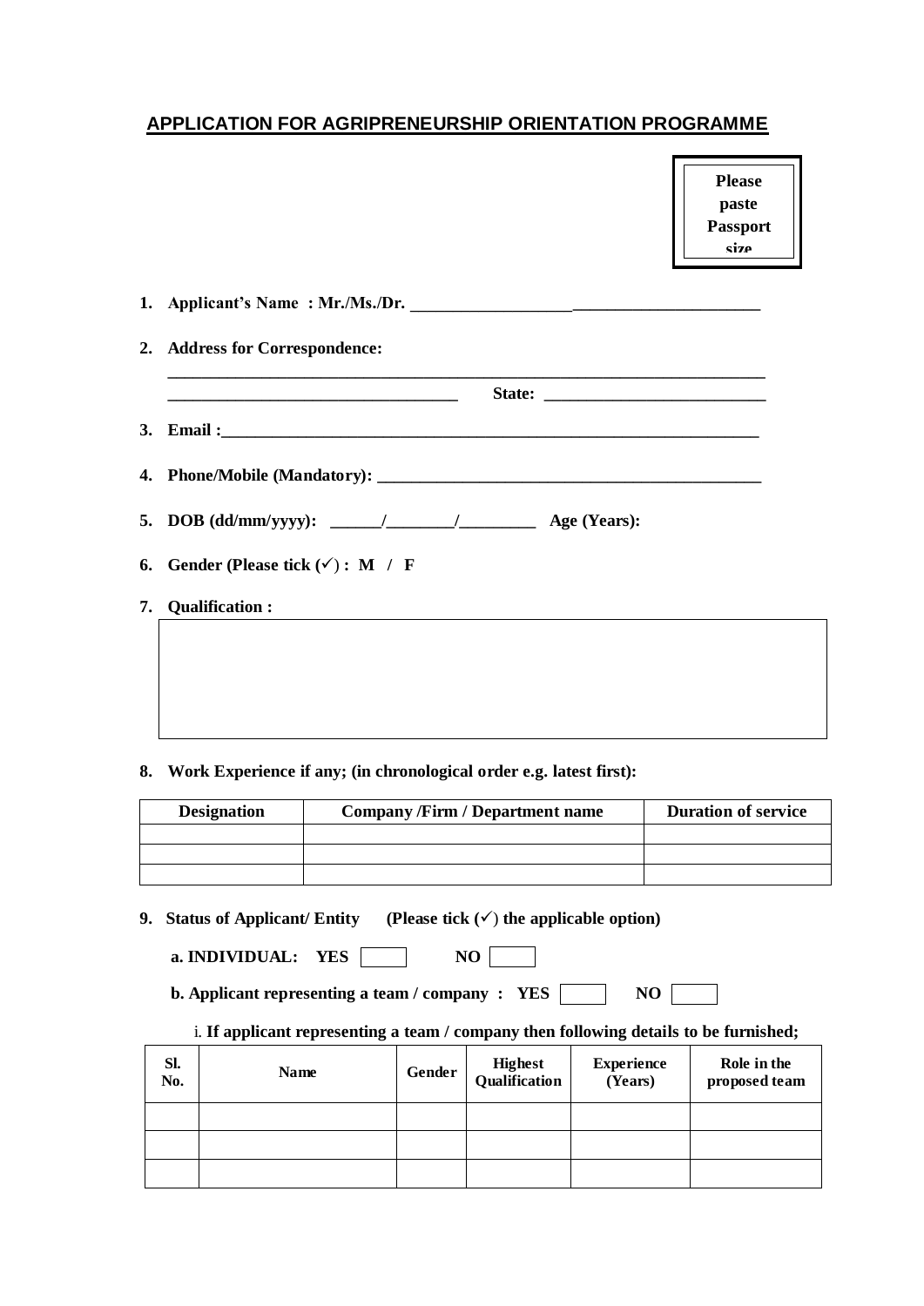## APPLICATION FOR AGRIPRENEURSHIP ORIENTATION PROGRAMME

Please paste Passport size

1. **Applicant's Name : Mr./Ms./Dr.** ______________________________________

2. **Address for Correspondence:**

   ______________________________________________________________

   ______________________________ **State:** ______________________

3. **Email :**______________________________________________________

4. **Phone/Mobile (Mandatory):** ______________________________________

5. **DOB (dd/mm/yyyy):** ______/________/_________ **Age (Years):**

6. **Gender (Please tick (✓) : M / F**

7. **Qualification :**

|  |
|---|
|  |

8. **Work Experience if any; (in chronological order e.g. latest first):**

| Designation | Company /Firm / Department name | Duration of service |
|---|---|---|
|  |  |  |
|  |  |  |
|  |  |  |

9. **Status of Applicant/ Entity (Please tick (✓) the applicable option)**

   **a. INDIVIDUAL: YES** ☐ **NO** ☐

   **b. Applicant representing a team / company : YES** ☐ **NO** ☐

   i. **If applicant representing a team / company then following details to be furnished;**

| Sl. No. | Name | Gender | Highest Qualification | Experience (Years) | Role in the proposed team |
|---|---|---|---|---|---|
|  |  |  |  |  |  |
|  |  |  |  |  |  |
|  |  |  |  |  |  |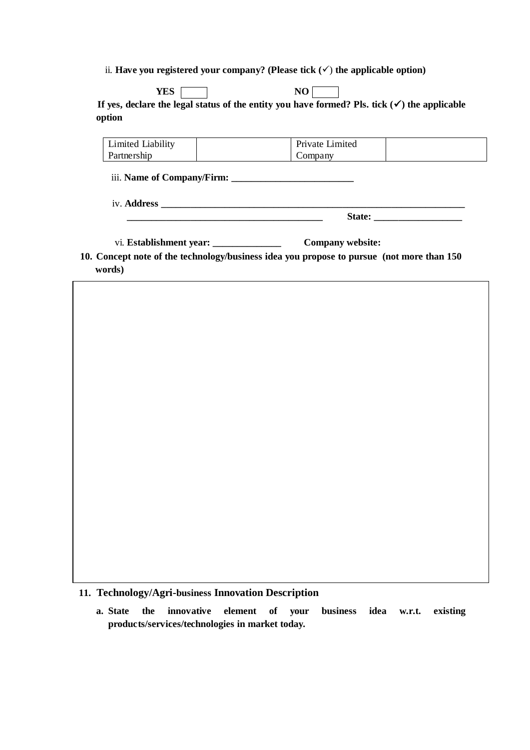ii. **Have you registered your company? (Please tick (✓) the applicable option)**

**YES** ☐ **NO** ☐

**If yes, declare the legal status of the entity you have formed? Pls. tick (✓) the applicable option**

| Limited Liability Partnership | | Private Limited Company | |
|---|---|---|---|

iii. **Name of Company/Firm: _________________________**

iv. **Address _________________________________________________________________**
**________________________________________ State: __________________**

vi. **Establishment year: ______________ Company website:**

**10. Concept note of the technology/business idea you propose to pursue (not more than 150 words)**

| |
|---|
| |

**11. Technology/Agri-business Innovation Description**

**a. State the innovative element of your business idea w.r.t. existing products/services/technologies in market today.**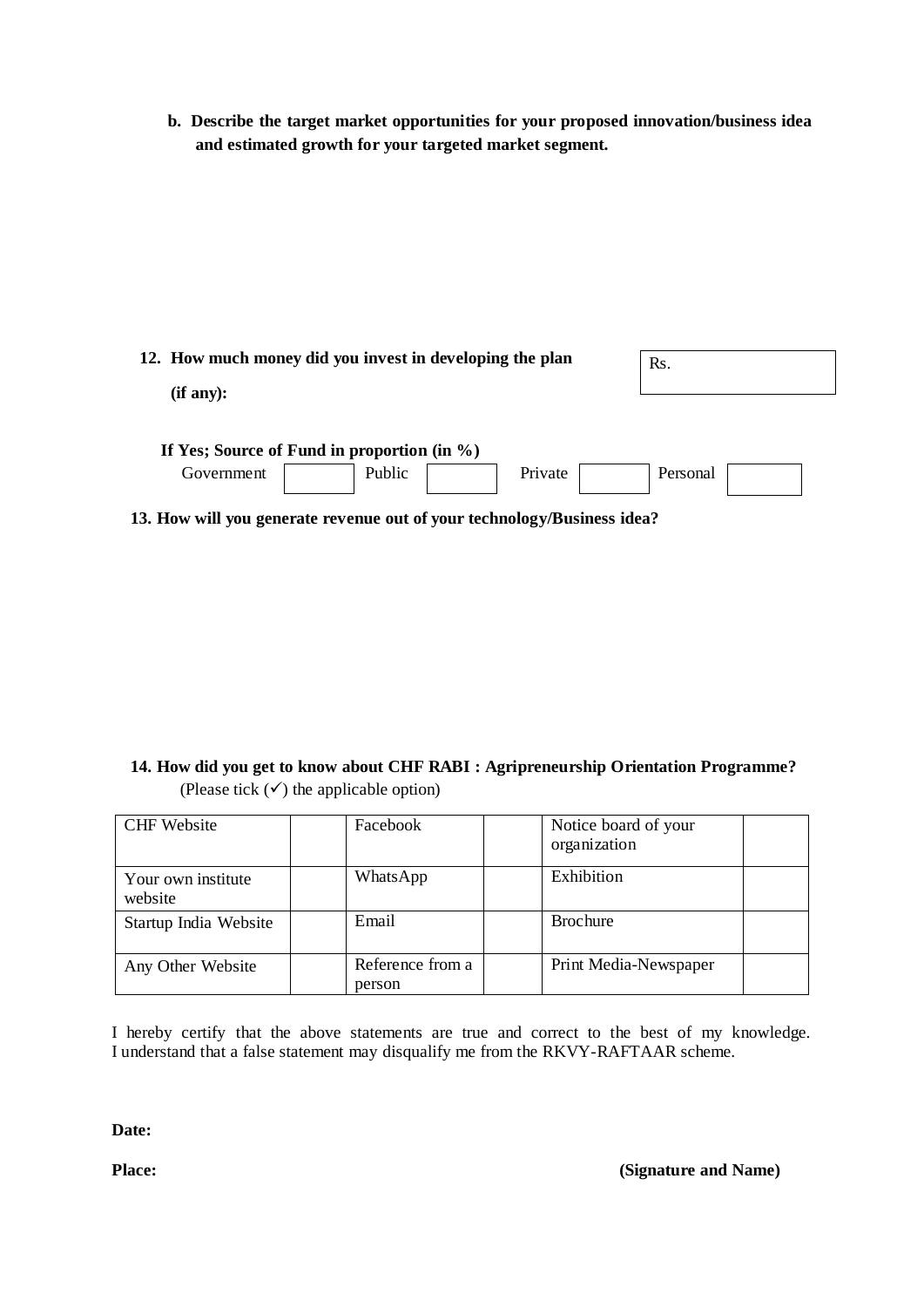**b. Describe the target market opportunities for your proposed innovation/business idea and estimated growth for your targeted market segment.**

**12. How much money did you invest in developing the plan (if any):**

Rs.

**If Yes; Source of Fund in proportion (in %)**

| Government | | Public | | Private | | Personal | |
|---|---|---|---|---|---|---|---|

**13. How will you generate revenue out of your technology/Business idea?**

**14. How did you get to know about CHF RABI : Agripreneurship Orientation Programme?**
(Please tick (✓) the applicable option)

| | | | | | |
|---|---|---|---|---|---|
| CHF Website | | Facebook | | Notice board of your organization | |
| Your own institute website | | WhatsApp | | Exhibition | |
| Startup India Website | | Email | | Brochure | |
| Any Other Website | | Reference from a person | | Print Media-Newspaper | |

I hereby certify that the above statements are true and correct to the best of my knowledge. I understand that a false statement may disqualify me from the RKVY-RAFTAAR scheme.

**Date:**

**Place:** **(Signature and Name)**